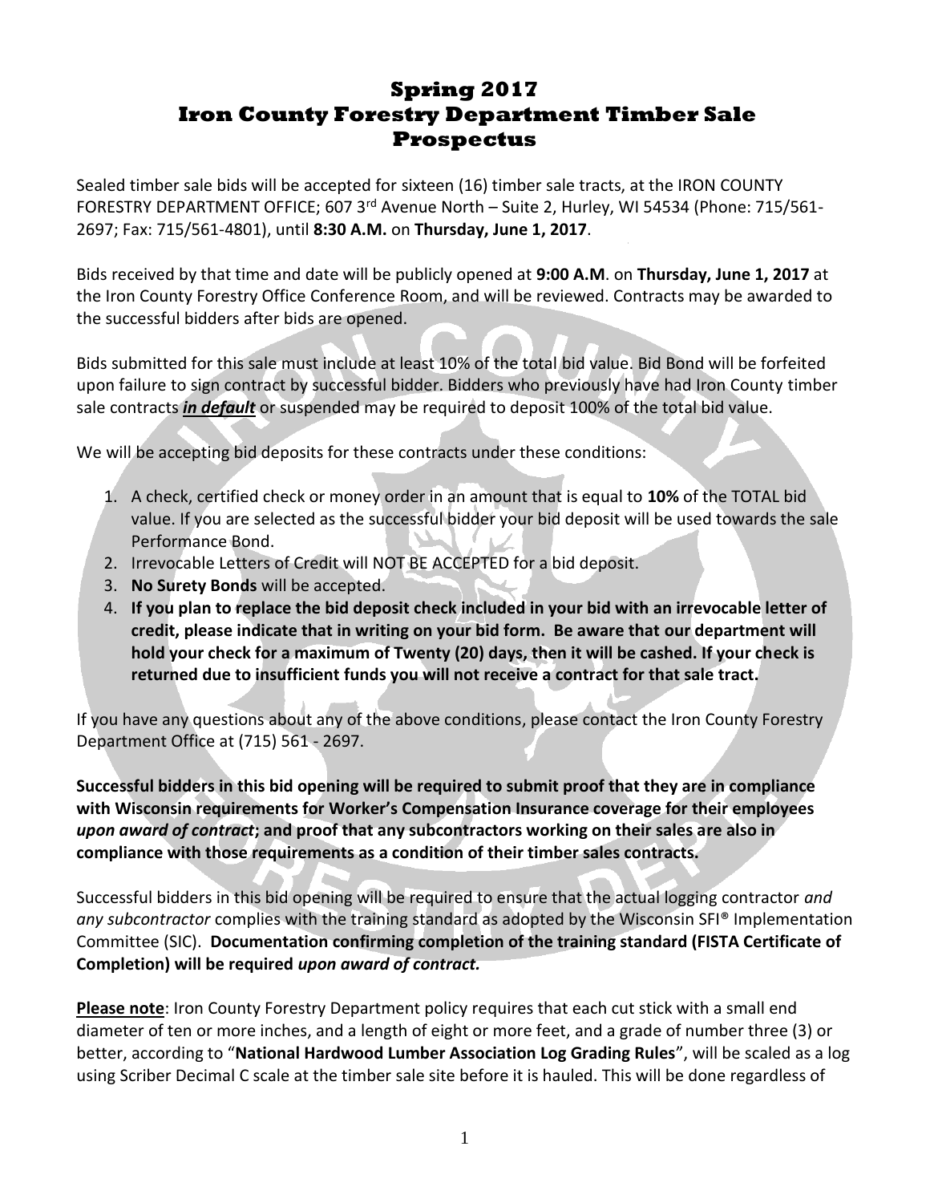# Spring 2017 Iron County Forestry Department Timber Sale Prospectus

Sealed timber sale bids will be accepted for sixteen (16) timber sale tracts, at the IRON COUNTY FORESTRY DEPARTMENT OFFICE; 607 3rd Avenue North – Suite 2, Hurley, WI 54534 (Phone: 715/561-2697; Fax: 715/561-4801), until **8:30 A.M.** on **Thursday, June 1, 2017**.

Bids received by that time and date will be publicly opened at **9:00 A.M**. on **Thursday, June 1, 2017** at the Iron County Forestry Office Conference Room, and will be reviewed. Contracts may be awarded to the successful bidders after bids are opened.

Bids submitted for this sale must include at least 10% of the total bid value. Bid Bond will be forfeited upon failure to sign contract by successful bidder. Bidders who previously have had Iron County timber sale contracts ***in default*** or suspended may be required to deposit 100% of the total bid value.

We will be accepting bid deposits for these contracts under these conditions:

1. A check, certified check or money order in an amount that is equal to **10%** of the TOTAL bid value. If you are selected as the successful bidder your bid deposit will be used towards the sale Performance Bond.
2. Irrevocable Letters of Credit will NOT BE ACCEPTED for a bid deposit.
3. **No Surety Bonds** will be accepted.
4. **If you plan to replace the bid deposit check included in your bid with an irrevocable letter of credit, please indicate that in writing on your bid form. Be aware that our department will hold your check for a maximum of Twenty (20) days, then it will be cashed. If your check is returned due to insufficient funds you will not receive a contract for that sale tract.**

If you have any questions about any of the above conditions, please contact the Iron County Forestry Department Office at (715) 561 - 2697.

**Successful bidders in this bid opening will be required to submit proof that they are in compliance with Wisconsin requirements for Worker's Compensation Insurance coverage for their employees *upon award of contract*; and proof that any subcontractors working on their sales are also in compliance with those requirements as a condition of their timber sales contracts.**

Successful bidders in this bid opening will be required to ensure that the actual logging contractor *and any subcontractor* complies with the training standard as adopted by the Wisconsin SFI® Implementation Committee (SIC). **Documentation confirming completion of the training standard (FISTA Certificate of Completion) will be required *upon award of contract.***

**Please note**: Iron County Forestry Department policy requires that each cut stick with a small end diameter of ten or more inches, and a length of eight or more feet, and a grade of number three (3) or better, according to "**National Hardwood Lumber Association Log Grading Rules**", will be scaled as a log using Scriber Decimal C scale at the timber sale site before it is hauled. This will be done regardless of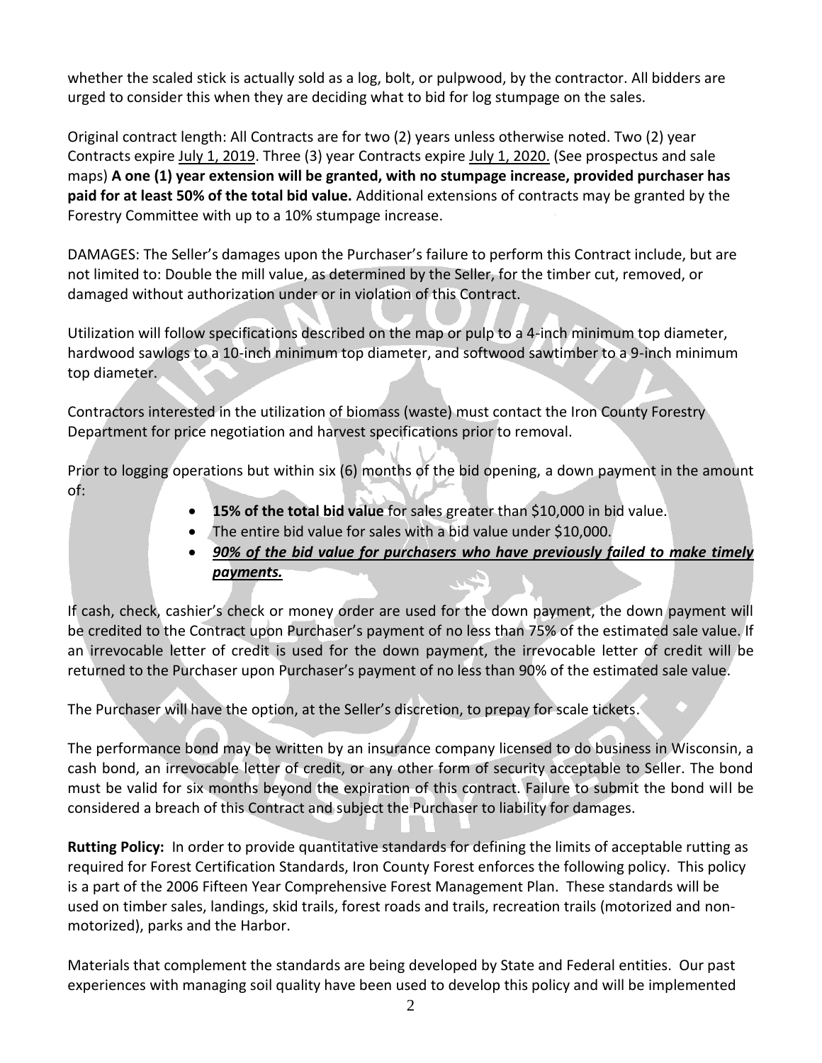whether the scaled stick is actually sold as a log, bolt, or pulpwood, by the contractor. All bidders are urged to consider this when they are deciding what to bid for log stumpage on the sales.

Original contract length: All Contracts are for two (2) years unless otherwise noted. Two (2) year Contracts expire July 1, 2019. Three (3) year Contracts expire July 1, 2020. (See prospectus and sale maps) **A one (1) year extension will be granted, with no stumpage increase, provided purchaser has paid for at least 50% of the total bid value.** Additional extensions of contracts may be granted by the Forestry Committee with up to a 10% stumpage increase.

DAMAGES: The Seller's damages upon the Purchaser's failure to perform this Contract include, but are not limited to: Double the mill value, as determined by the Seller, for the timber cut, removed, or damaged without authorization under or in violation of this Contract.

Utilization will follow specifications described on the map or pulp to a 4-inch minimum top diameter, hardwood sawlogs to a 10-inch minimum top diameter, and softwood sawtimber to a 9-inch minimum top diameter.

Contractors interested in the utilization of biomass (waste) must contact the Iron County Forestry Department for price negotiation and harvest specifications prior to removal.

Prior to logging operations but within six (6) months of the bid opening, a down payment in the amount of:

- **15% of the total bid value** for sales greater than $10,000 in bid value.
- The entire bid value for sales with a bid value under $10,000.
- ***90% of the bid value for purchasers who have previously failed to make timely payments.***

If cash, check, cashier's check or money order are used for the down payment, the down payment will be credited to the Contract upon Purchaser's payment of no less than 75% of the estimated sale value. If an irrevocable letter of credit is used for the down payment, the irrevocable letter of credit will be returned to the Purchaser upon Purchaser's payment of no less than 90% of the estimated sale value.

The Purchaser will have the option, at the Seller's discretion, to prepay for scale tickets.

The performance bond may be written by an insurance company licensed to do business in Wisconsin, a cash bond, an irrevocable letter of credit, or any other form of security acceptable to Seller. The bond must be valid for six months beyond the expiration of this contract. Failure to submit the bond will be considered a breach of this Contract and subject the Purchaser to liability for damages.

**Rutting Policy:** In order to provide quantitative standards for defining the limits of acceptable rutting as required for Forest Certification Standards, Iron County Forest enforces the following policy. This policy is a part of the 2006 Fifteen Year Comprehensive Forest Management Plan. These standards will be used on timber sales, landings, skid trails, forest roads and trails, recreation trails (motorized and non-motorized), parks and the Harbor.

Materials that complement the standards are being developed by State and Federal entities. Our past experiences with managing soil quality have been used to develop this policy and will be implemented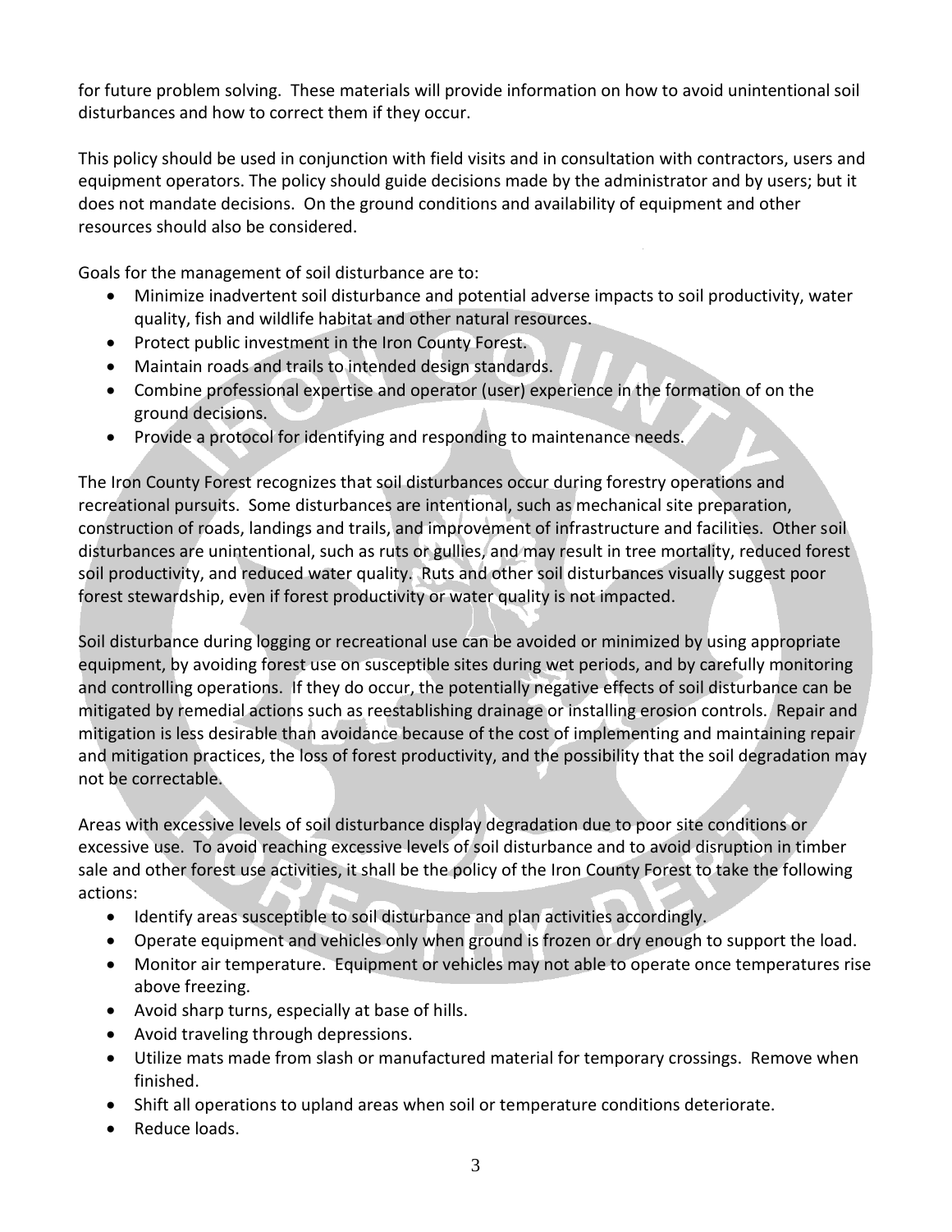for future problem solving. These materials will provide information on how to avoid unintentional soil disturbances and how to correct them if they occur.

This policy should be used in conjunction with field visits and in consultation with contractors, users and equipment operators. The policy should guide decisions made by the administrator and by users; but it does not mandate decisions. On the ground conditions and availability of equipment and other resources should also be considered.

Goals for the management of soil disturbance are to:

- Minimize inadvertent soil disturbance and potential adverse impacts to soil productivity, water quality, fish and wildlife habitat and other natural resources.
- Protect public investment in the Iron County Forest.
- Maintain roads and trails to intended design standards.
- Combine professional expertise and operator (user) experience in the formation of on the ground decisions.
- Provide a protocol for identifying and responding to maintenance needs.

The Iron County Forest recognizes that soil disturbances occur during forestry operations and recreational pursuits. Some disturbances are intentional, such as mechanical site preparation, construction of roads, landings and trails, and improvement of infrastructure and facilities. Other soil disturbances are unintentional, such as ruts or gullies, and may result in tree mortality, reduced forest soil productivity, and reduced water quality. Ruts and other soil disturbances visually suggest poor forest stewardship, even if forest productivity or water quality is not impacted.

Soil disturbance during logging or recreational use can be avoided or minimized by using appropriate equipment, by avoiding forest use on susceptible sites during wet periods, and by carefully monitoring and controlling operations. If they do occur, the potentially negative effects of soil disturbance can be mitigated by remedial actions such as reestablishing drainage or installing erosion controls. Repair and mitigation is less desirable than avoidance because of the cost of implementing and maintaining repair and mitigation practices, the loss of forest productivity, and the possibility that the soil degradation may not be correctable.

Areas with excessive levels of soil disturbance display degradation due to poor site conditions or excessive use. To avoid reaching excessive levels of soil disturbance and to avoid disruption in timber sale and other forest use activities, it shall be the policy of the Iron County Forest to take the following actions:

- Identify areas susceptible to soil disturbance and plan activities accordingly.
- Operate equipment and vehicles only when ground is frozen or dry enough to support the load.
- Monitor air temperature. Equipment or vehicles may not able to operate once temperatures rise above freezing.
- Avoid sharp turns, especially at base of hills.
- Avoid traveling through depressions.
- Utilize mats made from slash or manufactured material for temporary crossings. Remove when finished.
- Shift all operations to upland areas when soil or temperature conditions deteriorate.
- Reduce loads.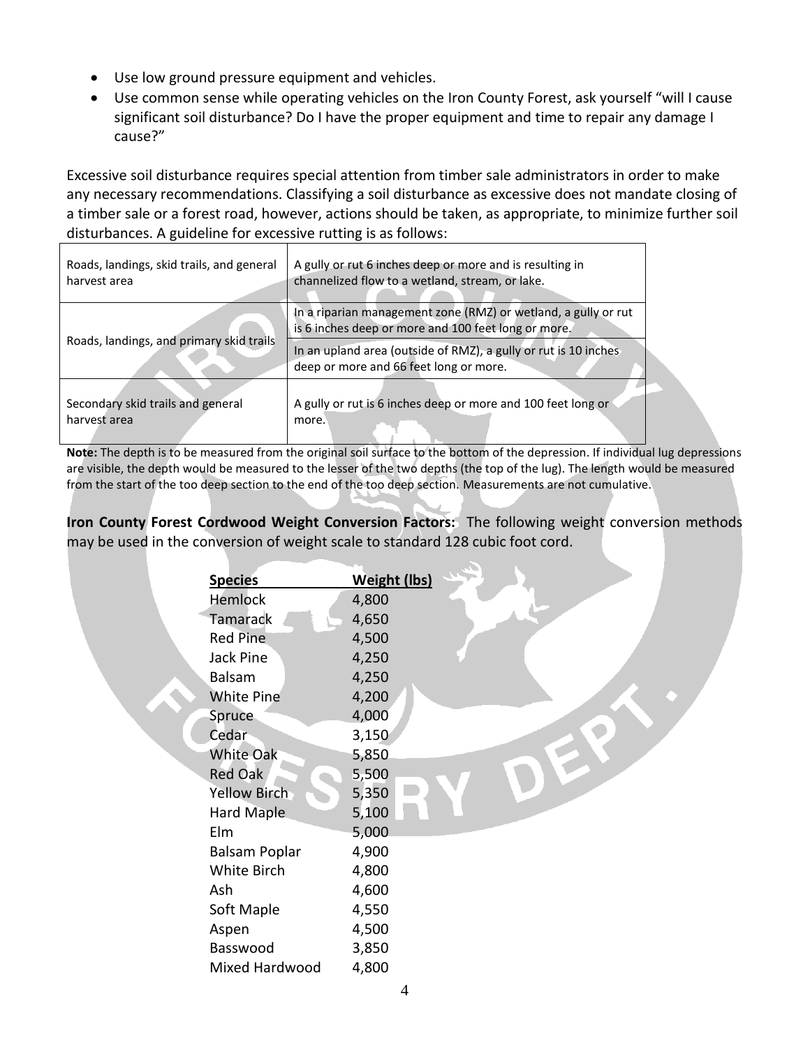- Use low ground pressure equipment and vehicles.
- Use common sense while operating vehicles on the Iron County Forest, ask yourself "will I cause significant soil disturbance? Do I have the proper equipment and time to repair any damage I cause?"

Excessive soil disturbance requires special attention from timber sale administrators in order to make any necessary recommendations. Classifying a soil disturbance as excessive does not mandate closing of a timber sale or a forest road, however, actions should be taken, as appropriate, to minimize further soil disturbances. A guideline for excessive rutting is as follows:

| | |
|---|---|
| Roads, landings, skid trails, and general harvest area | A gully or rut 6 inches deep or more and is resulting in channelized flow to a wetland, stream, or lake. |
| Roads, landings, and primary skid trails | In a riparian management zone (RMZ) or wetland, a gully or rut is 6 inches deep or more and 100 feet long or more. |
| | In an upland area (outside of RMZ), a gully or rut is 10 inches deep or more and 66 feet long or more. |
| Secondary skid trails and general harvest area | A gully or rut is 6 inches deep or more and 100 feet long or more. |

**Note:** The depth is to be measured from the original soil surface to the bottom of the depression. If individual lug depressions are visible, the depth would be measured to the lesser of the two depths (the top of the lug). The length would be measured from the start of the too deep section to the end of the too deep section. Measurements are not cumulative.

**Iron County Forest Cordwood Weight Conversion Factors:** The following weight conversion methods may be used in the conversion of weight scale to standard 128 cubic foot cord.

| Species | Weight (lbs) |
|---|---|
| Hemlock | 4,800 |
| Tamarack | 4,650 |
| Red Pine | 4,500 |
| Jack Pine | 4,250 |
| Balsam | 4,250 |
| White Pine | 4,200 |
| Spruce | 4,000 |
| Cedar | 3,150 |
| White Oak | 5,850 |
| Red Oak | 5,500 |
| Yellow Birch | 5,350 |
| Hard Maple | 5,100 |
| Elm | 5,000 |
| Balsam Poplar | 4,900 |
| White Birch | 4,800 |
| Ash | 4,600 |
| Soft Maple | 4,550 |
| Aspen | 4,500 |
| Basswood | 3,850 |
| Mixed Hardwood | 4,800 |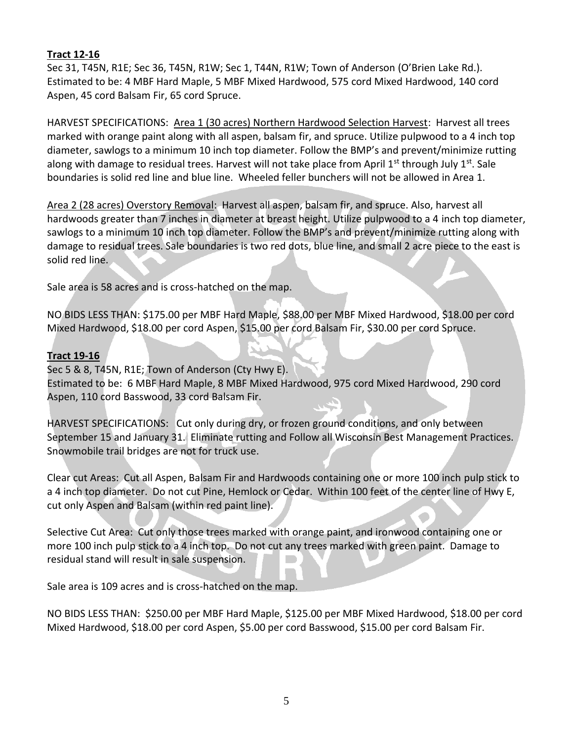**Tract 12-16**

Sec 31, T45N, R1E; Sec 36, T45N, R1W; Sec 1, T44N, R1W; Town of Anderson (O'Brien Lake Rd.). Estimated to be: 4 MBF Hard Maple, 5 MBF Mixed Hardwood, 575 cord Mixed Hardwood, 140 cord Aspen, 45 cord Balsam Fir, 65 cord Spruce.

HARVEST SPECIFICATIONS: Area 1 (30 acres) Northern Hardwood Selection Harvest: Harvest all trees marked with orange paint along with all aspen, balsam fir, and spruce. Utilize pulpwood to a 4 inch top diameter, sawlogs to a minimum 10 inch top diameter. Follow the BMP's and prevent/minimize rutting along with damage to residual trees. Harvest will not take place from April 1st through July 1st. Sale boundaries is solid red line and blue line. Wheeled feller bunchers will not be allowed in Area 1.

Area 2 (28 acres) Overstory Removal: Harvest all aspen, balsam fir, and spruce. Also, harvest all hardwoods greater than 7 inches in diameter at breast height. Utilize pulpwood to a 4 inch top diameter, sawlogs to a minimum 10 inch top diameter. Follow the BMP's and prevent/minimize rutting along with damage to residual trees. Sale boundaries is two red dots, blue line, and small 2 acre piece to the east is solid red line.

Sale area is 58 acres and is cross-hatched on the map.

NO BIDS LESS THAN: $175.00 per MBF Hard Maple, $88.00 per MBF Mixed Hardwood, $18.00 per cord Mixed Hardwood, $18.00 per cord Aspen, $15.00 per cord Balsam Fir, $30.00 per cord Spruce.

**Tract 19-16**

Sec 5 & 8, T45N, R1E; Town of Anderson (Cty Hwy E).
Estimated to be: 6 MBF Hard Maple, 8 MBF Mixed Hardwood, 975 cord Mixed Hardwood, 290 cord Aspen, 110 cord Basswood, 33 cord Balsam Fir.

HARVEST SPECIFICATIONS: Cut only during dry, or frozen ground conditions, and only between September 15 and January 31. Eliminate rutting and Follow all Wisconsin Best Management Practices. Snowmobile trail bridges are not for truck use.

Clear cut Areas: Cut all Aspen, Balsam Fir and Hardwoods containing one or more 100 inch pulp stick to a 4 inch top diameter. Do not cut Pine, Hemlock or Cedar. Within 100 feet of the center line of Hwy E, cut only Aspen and Balsam (within red paint line).

Selective Cut Area: Cut only those trees marked with orange paint, and ironwood containing one or more 100 inch pulp stick to a 4 inch top. Do not cut any trees marked with green paint. Damage to residual stand will result in sale suspension.

Sale area is 109 acres and is cross-hatched on the map.

NO BIDS LESS THAN: $250.00 per MBF Hard Maple, $125.00 per MBF Mixed Hardwood, $18.00 per cord Mixed Hardwood, $18.00 per cord Aspen, $5.00 per cord Basswood, $15.00 per cord Balsam Fir.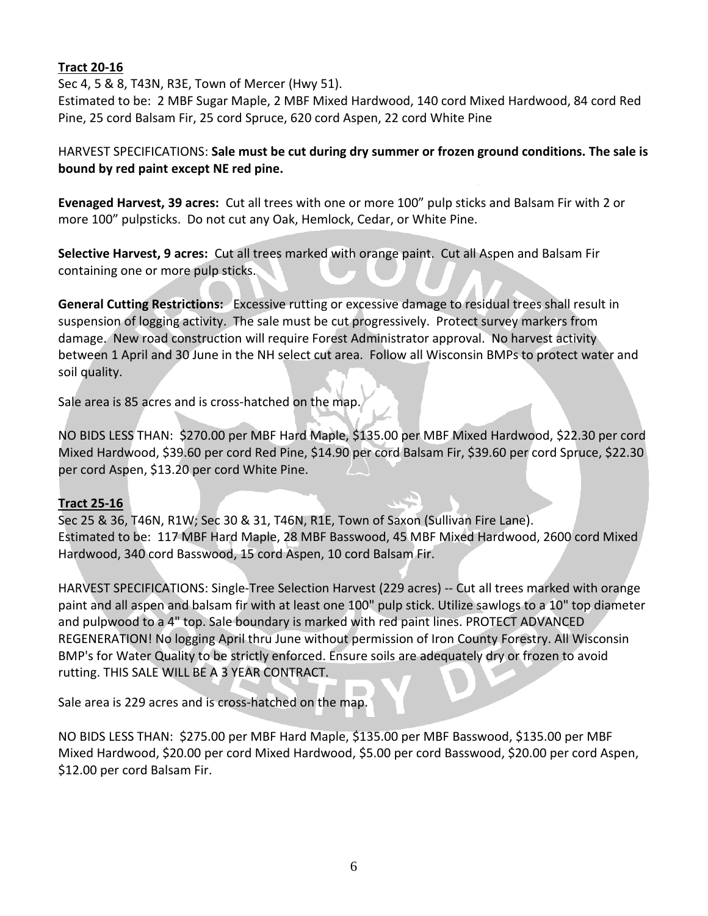**Tract 20-16**

Sec 4, 5 & 8, T43N, R3E, Town of Mercer (Hwy 51).
Estimated to be: 2 MBF Sugar Maple, 2 MBF Mixed Hardwood, 140 cord Mixed Hardwood, 84 cord Red Pine, 25 cord Balsam Fir, 25 cord Spruce, 620 cord Aspen, 22 cord White Pine

HARVEST SPECIFICATIONS: **Sale must be cut during dry summer or frozen ground conditions. The sale is bound by red paint except NE red pine.**

**Evenaged Harvest, 39 acres:** Cut all trees with one or more 100" pulp sticks and Balsam Fir with 2 or more 100" pulpsticks. Do not cut any Oak, Hemlock, Cedar, or White Pine.

**Selective Harvest, 9 acres:** Cut all trees marked with orange paint. Cut all Aspen and Balsam Fir containing one or more pulp sticks.

**General Cutting Restrictions:** Excessive rutting or excessive damage to residual trees shall result in suspension of logging activity. The sale must be cut progressively. Protect survey markers from damage. New road construction will require Forest Administrator approval. No harvest activity between 1 April and 30 June in the NH select cut area. Follow all Wisconsin BMPs to protect water and soil quality.

Sale area is 85 acres and is cross-hatched on the map.

NO BIDS LESS THAN: $270.00 per MBF Hard Maple, $135.00 per MBF Mixed Hardwood, $22.30 per cord Mixed Hardwood, $39.60 per cord Red Pine, $14.90 per cord Balsam Fir, $39.60 per cord Spruce, $22.30 per cord Aspen, $13.20 per cord White Pine.

**Tract 25-16**

Sec 25 & 36, T46N, R1W; Sec 30 & 31, T46N, R1E, Town of Saxon (Sullivan Fire Lane).
Estimated to be: 117 MBF Hard Maple, 28 MBF Basswood, 45 MBF Mixed Hardwood, 2600 cord Mixed Hardwood, 340 cord Basswood, 15 cord Aspen, 10 cord Balsam Fir.

HARVEST SPECIFICATIONS: Single-Tree Selection Harvest (229 acres) -- Cut all trees marked with orange paint and all aspen and balsam fir with at least one 100" pulp stick. Utilize sawlogs to a 10" top diameter and pulpwood to a 4" top. Sale boundary is marked with red paint lines. PROTECT ADVANCED REGENERATION! No logging April thru June without permission of Iron County Forestry. All Wisconsin BMP's for Water Quality to be strictly enforced. Ensure soils are adequately dry or frozen to avoid rutting. THIS SALE WILL BE A 3 YEAR CONTRACT.

Sale area is 229 acres and is cross-hatched on the map.

NO BIDS LESS THAN: $275.00 per MBF Hard Maple, $135.00 per MBF Basswood, $135.00 per MBF Mixed Hardwood, $20.00 per cord Mixed Hardwood, $5.00 per cord Basswood, $20.00 per cord Aspen, $12.00 per cord Balsam Fir.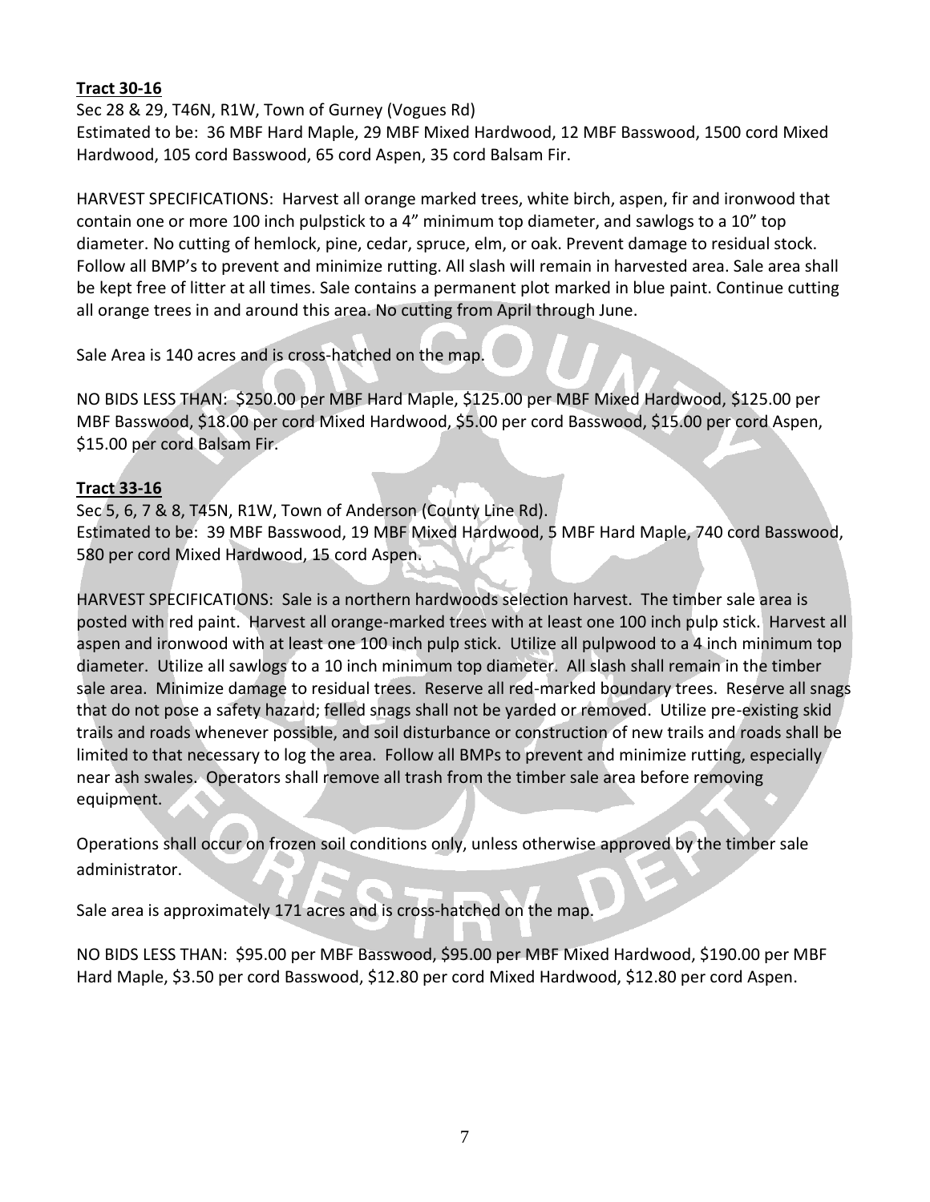**Tract 30-16**

Sec 28 & 29, T46N, R1W, Town of Gurney (Vogues Rd)
Estimated to be: 36 MBF Hard Maple, 29 MBF Mixed Hardwood, 12 MBF Basswood, 1500 cord Mixed Hardwood, 105 cord Basswood, 65 cord Aspen, 35 cord Balsam Fir.

HARVEST SPECIFICATIONS: Harvest all orange marked trees, white birch, aspen, fir and ironwood that contain one or more 100 inch pulpstick to a 4" minimum top diameter, and sawlogs to a 10" top diameter. No cutting of hemlock, pine, cedar, spruce, elm, or oak. Prevent damage to residual stock. Follow all BMP's to prevent and minimize rutting. All slash will remain in harvested area. Sale area shall be kept free of litter at all times. Sale contains a permanent plot marked in blue paint. Continue cutting all orange trees in and around this area. No cutting from April through June.

Sale Area is 140 acres and is cross-hatched on the map.

NO BIDS LESS THAN: $250.00 per MBF Hard Maple, $125.00 per MBF Mixed Hardwood, $125.00 per MBF Basswood, $18.00 per cord Mixed Hardwood, $5.00 per cord Basswood, $15.00 per cord Aspen, $15.00 per cord Balsam Fir.

**Tract 33-16**

Sec 5, 6, 7 & 8, T45N, R1W, Town of Anderson (County Line Rd).
Estimated to be: 39 MBF Basswood, 19 MBF Mixed Hardwood, 5 MBF Hard Maple, 740 cord Basswood, 580 per cord Mixed Hardwood, 15 cord Aspen.

HARVEST SPECIFICATIONS: Sale is a northern hardwoods selection harvest. The timber sale area is posted with red paint. Harvest all orange-marked trees with at least one 100 inch pulp stick. Harvest all aspen and ironwood with at least one 100 inch pulp stick. Utilize all pulpwood to a 4 inch minimum top diameter. Utilize all sawlogs to a 10 inch minimum top diameter. All slash shall remain in the timber sale area. Minimize damage to residual trees. Reserve all red-marked boundary trees. Reserve all snags that do not pose a safety hazard; felled snags shall not be yarded or removed. Utilize pre-existing skid trails and roads whenever possible, and soil disturbance or construction of new trails and roads shall be limited to that necessary to log the area. Follow all BMPs to prevent and minimize rutting, especially near ash swales. Operators shall remove all trash from the timber sale area before removing equipment.

Operations shall occur on frozen soil conditions only, unless otherwise approved by the timber sale administrator.

Sale area is approximately 171 acres and is cross-hatched on the map.

NO BIDS LESS THAN: $95.00 per MBF Basswood, $95.00 per MBF Mixed Hardwood, $190.00 per MBF Hard Maple, $3.50 per cord Basswood, $12.80 per cord Mixed Hardwood, $12.80 per cord Aspen.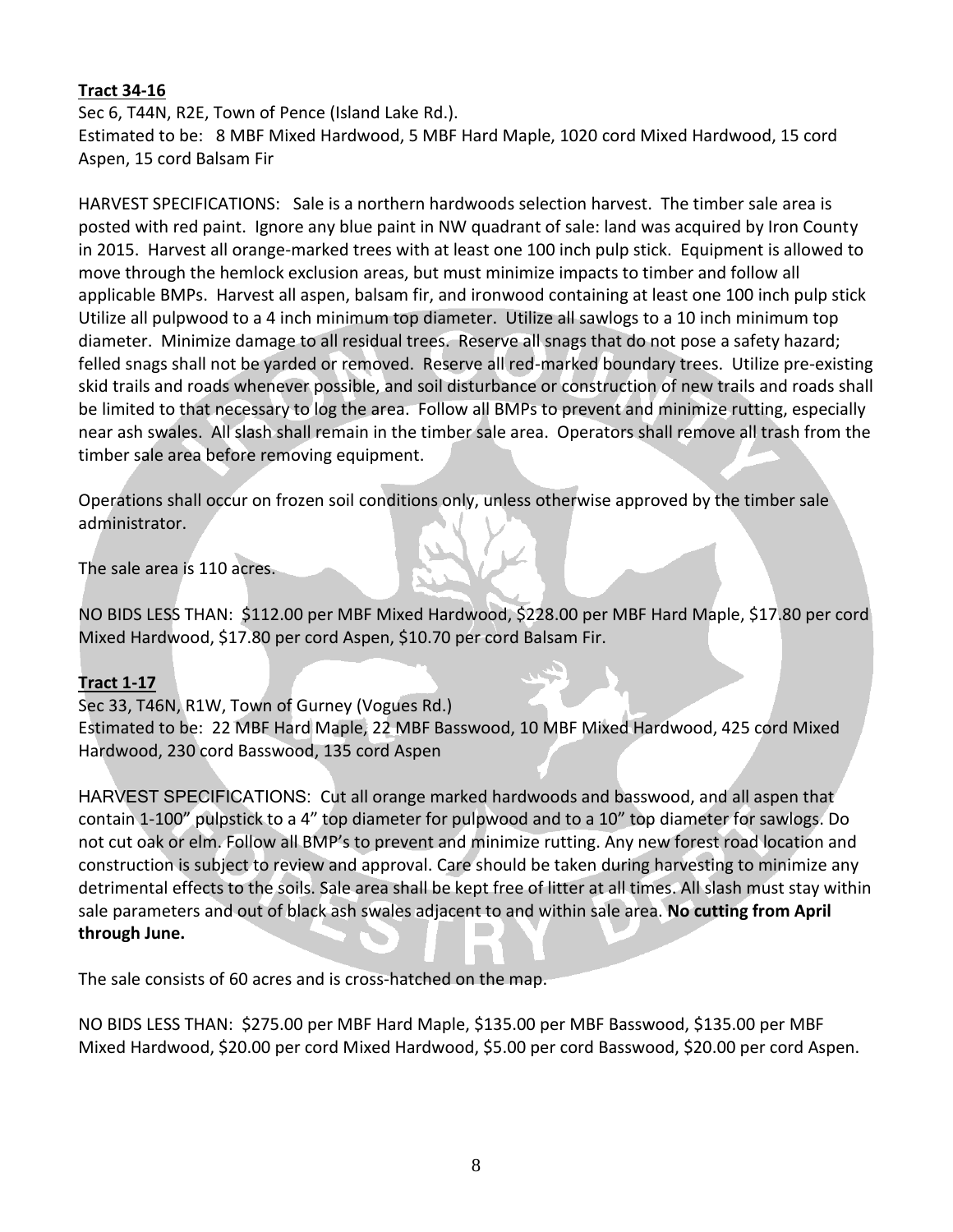**Tract 34-16**

Sec 6, T44N, R2E, Town of Pence (Island Lake Rd.).
Estimated to be: 8 MBF Mixed Hardwood, 5 MBF Hard Maple, 1020 cord Mixed Hardwood, 15 cord Aspen, 15 cord Balsam Fir

HARVEST SPECIFICATIONS: Sale is a northern hardwoods selection harvest. The timber sale area is posted with red paint. Ignore any blue paint in NW quadrant of sale: land was acquired by Iron County in 2015. Harvest all orange-marked trees with at least one 100 inch pulp stick. Equipment is allowed to move through the hemlock exclusion areas, but must minimize impacts to timber and follow all applicable BMPs. Harvest all aspen, balsam fir, and ironwood containing at least one 100 inch pulp stick Utilize all pulpwood to a 4 inch minimum top diameter. Utilize all sawlogs to a 10 inch minimum top diameter. Minimize damage to all residual trees. Reserve all snags that do not pose a safety hazard; felled snags shall not be yarded or removed. Reserve all red-marked boundary trees. Utilize pre-existing skid trails and roads whenever possible, and soil disturbance or construction of new trails and roads shall be limited to that necessary to log the area. Follow all BMPs to prevent and minimize rutting, especially near ash swales. All slash shall remain in the timber sale area. Operators shall remove all trash from the timber sale area before removing equipment.

Operations shall occur on frozen soil conditions only, unless otherwise approved by the timber sale administrator.

The sale area is 110 acres.

NO BIDS LESS THAN: $112.00 per MBF Mixed Hardwood, $228.00 per MBF Hard Maple, $17.80 per cord Mixed Hardwood, $17.80 per cord Aspen, $10.70 per cord Balsam Fir.

**Tract 1-17**

Sec 33, T46N, R1W, Town of Gurney (Vogues Rd.)
Estimated to be: 22 MBF Hard Maple, 22 MBF Basswood, 10 MBF Mixed Hardwood, 425 cord Mixed Hardwood, 230 cord Basswood, 135 cord Aspen

HARVEST SPECIFICATIONS: Cut all orange marked hardwoods and basswood, and all aspen that contain 1-100" pulpstick to a 4" top diameter for pulpwood and to a 10" top diameter for sawlogs. Do not cut oak or elm. Follow all BMP's to prevent and minimize rutting. Any new forest road location and construction is subject to review and approval. Care should be taken during harvesting to minimize any detrimental effects to the soils. Sale area shall be kept free of litter at all times. All slash must stay within sale parameters and out of black ash swales adjacent to and within sale area. **No cutting from April through June.**

The sale consists of 60 acres and is cross-hatched on the map.

NO BIDS LESS THAN: $275.00 per MBF Hard Maple, $135.00 per MBF Basswood, $135.00 per MBF Mixed Hardwood, $20.00 per cord Mixed Hardwood, $5.00 per cord Basswood, $20.00 per cord Aspen.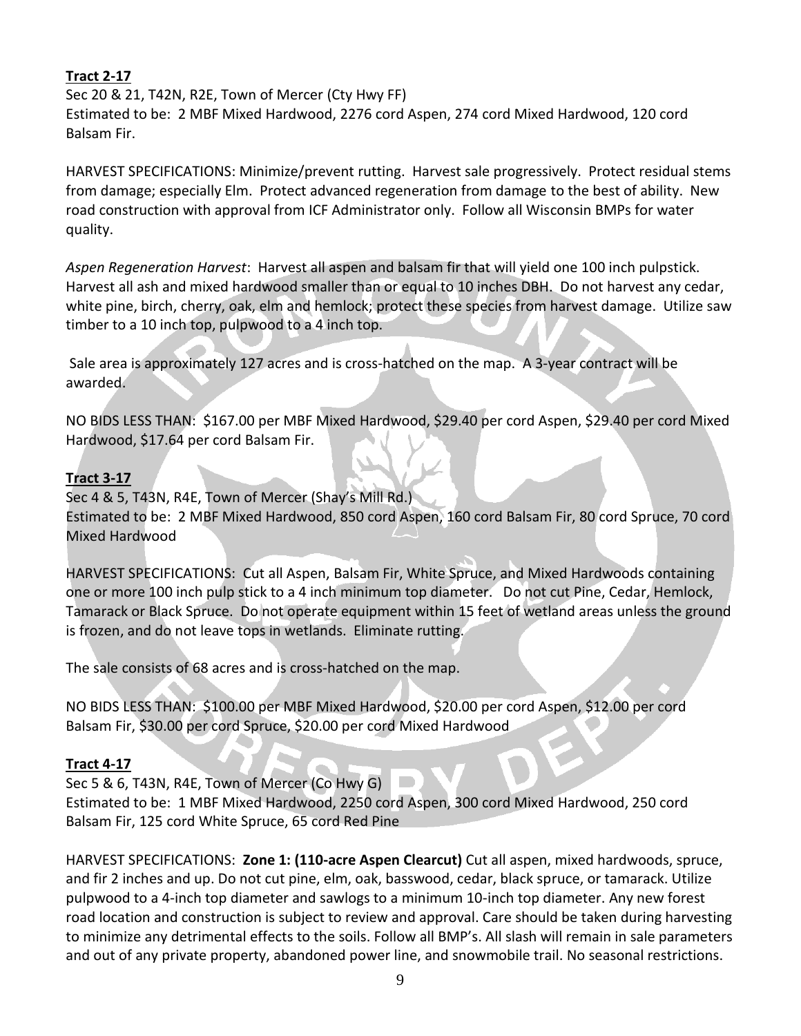**Tract 2-17**

Sec 20 & 21, T42N, R2E, Town of Mercer (Cty Hwy FF)
Estimated to be: 2 MBF Mixed Hardwood, 2276 cord Aspen, 274 cord Mixed Hardwood, 120 cord Balsam Fir.

HARVEST SPECIFICATIONS: Minimize/prevent rutting. Harvest sale progressively. Protect residual stems from damage; especially Elm. Protect advanced regeneration from damage to the best of ability. New road construction with approval from ICF Administrator only. Follow all Wisconsin BMPs for water quality.

*Aspen Regeneration Harvest*: Harvest all aspen and balsam fir that will yield one 100 inch pulpstick. Harvest all ash and mixed hardwood smaller than or equal to 10 inches DBH. Do not harvest any cedar, white pine, birch, cherry, oak, elm and hemlock; protect these species from harvest damage. Utilize saw timber to a 10 inch top, pulpwood to a 4 inch top.

Sale area is approximately 127 acres and is cross-hatched on the map. A 3-year contract will be awarded.

NO BIDS LESS THAN: $167.00 per MBF Mixed Hardwood, $29.40 per cord Aspen, $29.40 per cord Mixed Hardwood, $17.64 per cord Balsam Fir.

**Tract 3-17**

Sec 4 & 5, T43N, R4E, Town of Mercer (Shay's Mill Rd.)
Estimated to be: 2 MBF Mixed Hardwood, 850 cord Aspen, 160 cord Balsam Fir, 80 cord Spruce, 70 cord Mixed Hardwood

HARVEST SPECIFICATIONS: Cut all Aspen, Balsam Fir, White Spruce, and Mixed Hardwoods containing one or more 100 inch pulp stick to a 4 inch minimum top diameter. Do not cut Pine, Cedar, Hemlock, Tamarack or Black Spruce. Do not operate equipment within 15 feet of wetland areas unless the ground is frozen, and do not leave tops in wetlands. Eliminate rutting.

The sale consists of 68 acres and is cross-hatched on the map.

NO BIDS LESS THAN: $100.00 per MBF Mixed Hardwood, $20.00 per cord Aspen, $12.00 per cord Balsam Fir, $30.00 per cord Spruce, $20.00 per cord Mixed Hardwood

**Tract 4-17**

Sec 5 & 6, T43N, R4E, Town of Mercer (Co Hwy G)
Estimated to be: 1 MBF Mixed Hardwood, 2250 cord Aspen, 300 cord Mixed Hardwood, 250 cord Balsam Fir, 125 cord White Spruce, 65 cord Red Pine

HARVEST SPECIFICATIONS: **Zone 1: (110-acre Aspen Clearcut)** Cut all aspen, mixed hardwoods, spruce, and fir 2 inches and up. Do not cut pine, elm, oak, basswood, cedar, black spruce, or tamarack. Utilize pulpwood to a 4-inch top diameter and sawlogs to a minimum 10-inch top diameter. Any new forest road location and construction is subject to review and approval. Care should be taken during harvesting to minimize any detrimental effects to the soils. Follow all BMP's. All slash will remain in sale parameters and out of any private property, abandoned power line, and snowmobile trail. No seasonal restrictions.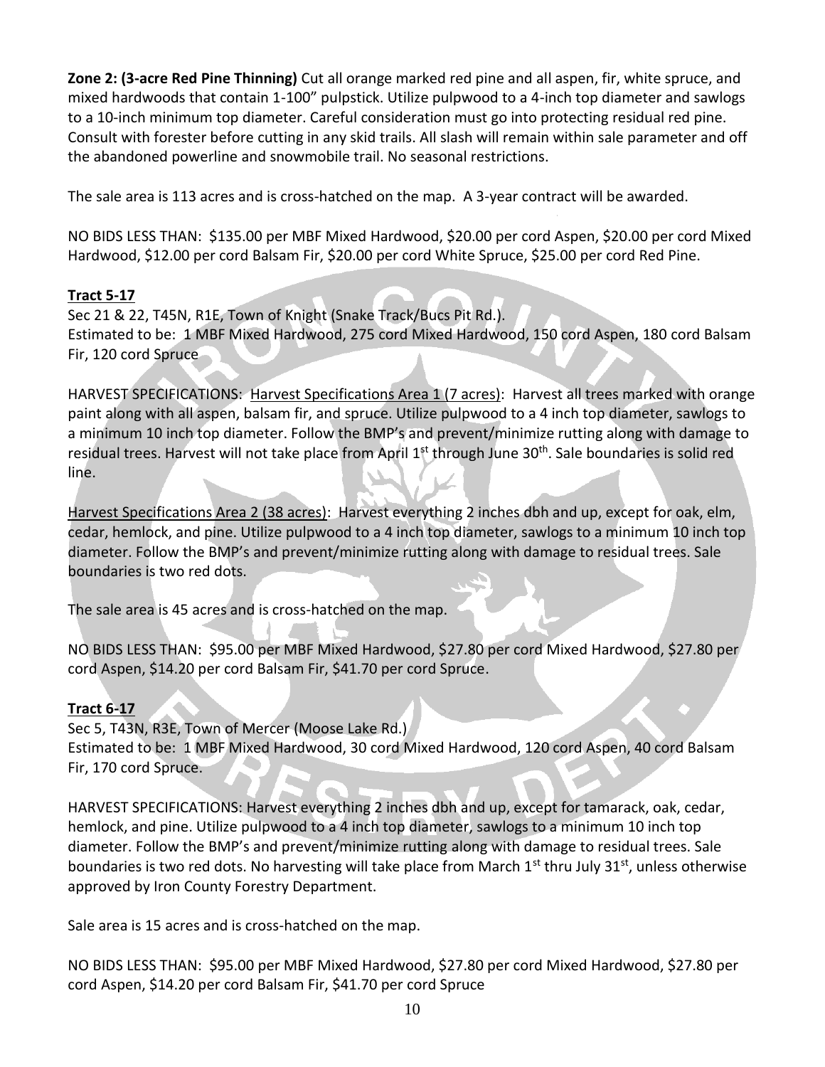**Zone 2: (3-acre Red Pine Thinning)** Cut all orange marked red pine and all aspen, fir, white spruce, and mixed hardwoods that contain 1-100" pulpstick. Utilize pulpwood to a 4-inch top diameter and sawlogs to a 10-inch minimum top diameter. Careful consideration must go into protecting residual red pine. Consult with forester before cutting in any skid trails. All slash will remain within sale parameter and off the abandoned powerline and snowmobile trail. No seasonal restrictions.

The sale area is 113 acres and is cross-hatched on the map. A 3-year contract will be awarded.

NO BIDS LESS THAN: $135.00 per MBF Mixed Hardwood, $20.00 per cord Aspen, $20.00 per cord Mixed Hardwood, $12.00 per cord Balsam Fir, $20.00 per cord White Spruce, $25.00 per cord Red Pine.

**Tract 5-17**

Sec 21 & 22, T45N, R1E, Town of Knight (Snake Track/Bucs Pit Rd.).
Estimated to be: 1 MBF Mixed Hardwood, 275 cord Mixed Hardwood, 150 cord Aspen, 180 cord Balsam Fir, 120 cord Spruce

HARVEST SPECIFICATIONS: Harvest Specifications Area 1 (7 acres): Harvest all trees marked with orange paint along with all aspen, balsam fir, and spruce. Utilize pulpwood to a 4 inch top diameter, sawlogs to a minimum 10 inch top diameter. Follow the BMP's and prevent/minimize rutting along with damage to residual trees. Harvest will not take place from April 1st through June 30th. Sale boundaries is solid red line.

Harvest Specifications Area 2 (38 acres): Harvest everything 2 inches dbh and up, except for oak, elm, cedar, hemlock, and pine. Utilize pulpwood to a 4 inch top diameter, sawlogs to a minimum 10 inch top diameter. Follow the BMP's and prevent/minimize rutting along with damage to residual trees. Sale boundaries is two red dots.

The sale area is 45 acres and is cross-hatched on the map.

NO BIDS LESS THAN: $95.00 per MBF Mixed Hardwood, $27.80 per cord Mixed Hardwood, $27.80 per cord Aspen, $14.20 per cord Balsam Fir, $41.70 per cord Spruce.

**Tract 6-17**

Sec 5, T43N, R3E, Town of Mercer (Moose Lake Rd.)
Estimated to be: 1 MBF Mixed Hardwood, 30 cord Mixed Hardwood, 120 cord Aspen, 40 cord Balsam Fir, 170 cord Spruce.

HARVEST SPECIFICATIONS: Harvest everything 2 inches dbh and up, except for tamarack, oak, cedar, hemlock, and pine. Utilize pulpwood to a 4 inch top diameter, sawlogs to a minimum 10 inch top diameter. Follow the BMP's and prevent/minimize rutting along with damage to residual trees. Sale boundaries is two red dots. No harvesting will take place from March 1st thru July 31st, unless otherwise approved by Iron County Forestry Department.

Sale area is 15 acres and is cross-hatched on the map.

NO BIDS LESS THAN: $95.00 per MBF Mixed Hardwood, $27.80 per cord Mixed Hardwood, $27.80 per cord Aspen, $14.20 per cord Balsam Fir, $41.70 per cord Spruce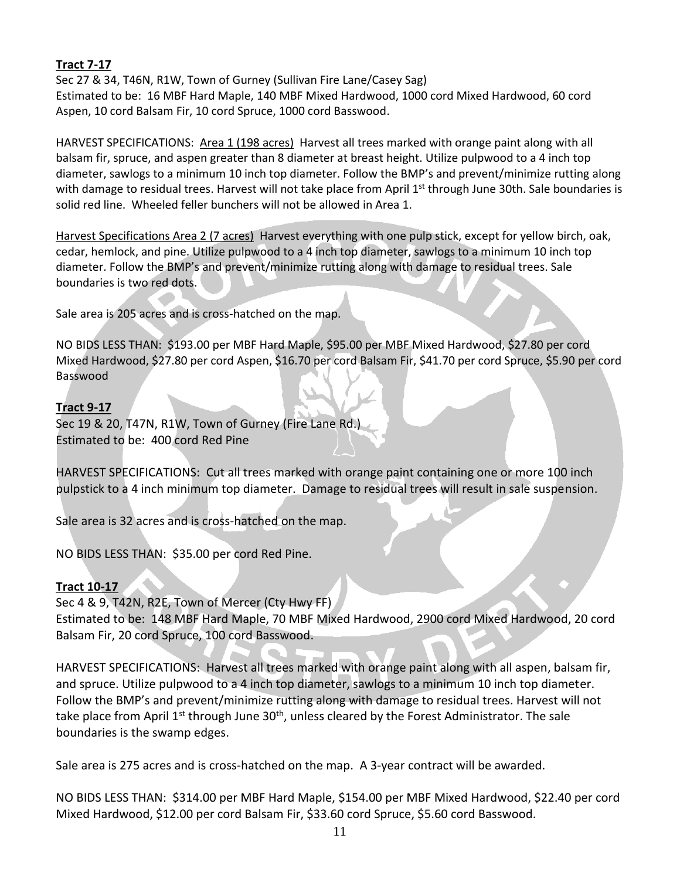**Tract 7-17**

Sec 27 & 34, T46N, R1W, Town of Gurney (Sullivan Fire Lane/Casey Sag)
Estimated to be: 16 MBF Hard Maple, 140 MBF Mixed Hardwood, 1000 cord Mixed Hardwood, 60 cord Aspen, 10 cord Balsam Fir, 10 cord Spruce, 1000 cord Basswood.

HARVEST SPECIFICATIONS: Area 1 (198 acres) Harvest all trees marked with orange paint along with all balsam fir, spruce, and aspen greater than 8 diameter at breast height. Utilize pulpwood to a 4 inch top diameter, sawlogs to a minimum 10 inch top diameter. Follow the BMP's and prevent/minimize rutting along with damage to residual trees. Harvest will not take place from April 1st through June 30th. Sale boundaries is solid red line. Wheeled feller bunchers will not be allowed in Area 1.

Harvest Specifications Area 2 (7 acres) Harvest everything with one pulp stick, except for yellow birch, oak, cedar, hemlock, and pine. Utilize pulpwood to a 4 inch top diameter, sawlogs to a minimum 10 inch top diameter. Follow the BMP's and prevent/minimize rutting along with damage to residual trees. Sale boundaries is two red dots.

Sale area is 205 acres and is cross-hatched on the map.

NO BIDS LESS THAN: $193.00 per MBF Hard Maple, $95.00 per MBF Mixed Hardwood, $27.80 per cord Mixed Hardwood, $27.80 per cord Aspen, $16.70 per cord Balsam Fir, $41.70 per cord Spruce, $5.90 per cord Basswood

**Tract 9-17**

Sec 19 & 20, T47N, R1W, Town of Gurney (Fire Lane Rd.)
Estimated to be: 400 cord Red Pine

HARVEST SPECIFICATIONS: Cut all trees marked with orange paint containing one or more 100 inch pulpstick to a 4 inch minimum top diameter. Damage to residual trees will result in sale suspension.

Sale area is 32 acres and is cross-hatched on the map.

NO BIDS LESS THAN: $35.00 per cord Red Pine.

**Tract 10-17**

Sec 4 & 9, T42N, R2E, Town of Mercer (Cty Hwy FF)
Estimated to be: 148 MBF Hard Maple, 70 MBF Mixed Hardwood, 2900 cord Mixed Hardwood, 20 cord Balsam Fir, 20 cord Spruce, 100 cord Basswood.

HARVEST SPECIFICATIONS: Harvest all trees marked with orange paint along with all aspen, balsam fir, and spruce. Utilize pulpwood to a 4 inch top diameter, sawlogs to a minimum 10 inch top diameter. Follow the BMP's and prevent/minimize rutting along with damage to residual trees. Harvest will not take place from April 1st through June 30th, unless cleared by the Forest Administrator. The sale boundaries is the swamp edges.

Sale area is 275 acres and is cross-hatched on the map. A 3-year contract will be awarded.

NO BIDS LESS THAN: $314.00 per MBF Hard Maple, $154.00 per MBF Mixed Hardwood, $22.40 per cord Mixed Hardwood, $12.00 per cord Balsam Fir, $33.60 cord Spruce, $5.60 cord Basswood.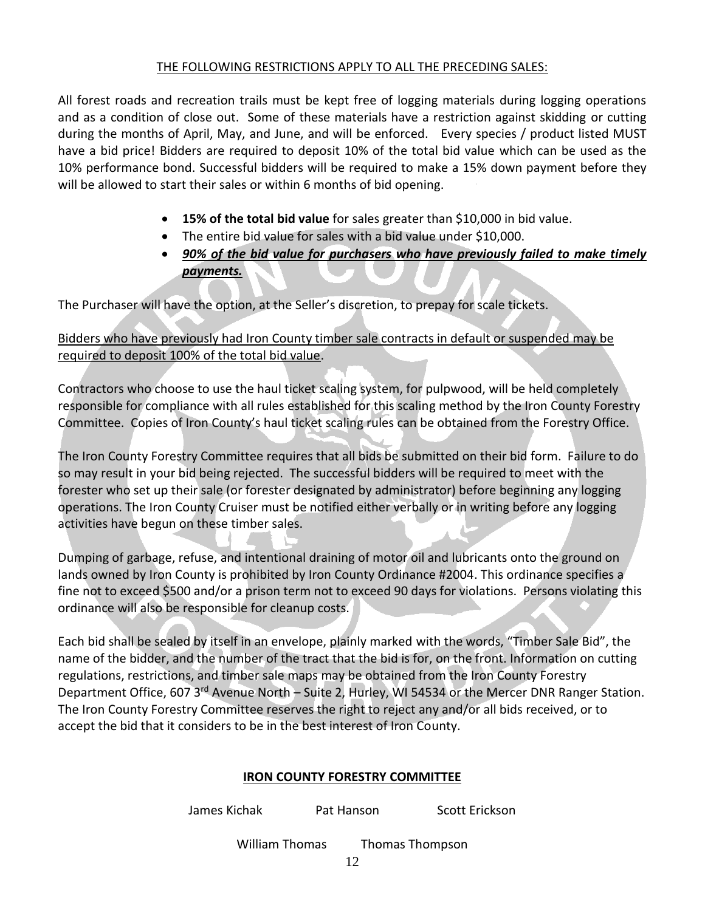<u>THE FOLLOWING RESTRICTIONS APPLY TO ALL THE PRECEDING SALES:</u>

All forest roads and recreation trails must be kept free of logging materials during logging operations and as a condition of close out. Some of these materials have a restriction against skidding or cutting during the months of April, May, and June, and will be enforced. Every species / product listed MUST have a bid price! Bidders are required to deposit 10% of the total bid value which can be used as the 10% performance bond. Successful bidders will be required to make a 15% down payment before they will be allowed to start their sales or within 6 months of bid opening.

- **15% of the total bid value** for sales greater than \$10,000 in bid value.
- The entire bid value for sales with a bid value under \$10,000.
- ***<u>90% of the bid value for purchasers who have previously failed to make timely payments.</u>***

The Purchaser will have the option, at the Seller's discretion, to prepay for scale tickets.

<u>Bidders who have previously had Iron County timber sale contracts in default or suspended may be required to deposit 100% of the total bid value</u>.

Contractors who choose to use the haul ticket scaling system, for pulpwood, will be held completely responsible for compliance with all rules established for this scaling method by the Iron County Forestry Committee. Copies of Iron County's haul ticket scaling rules can be obtained from the Forestry Office.

The Iron County Forestry Committee requires that all bids be submitted on their bid form. Failure to do so may result in your bid being rejected. The successful bidders will be required to meet with the forester who set up their sale (or forester designated by administrator) before beginning any logging operations. The Iron County Cruiser must be notified either verbally or in writing before any logging activities have begun on these timber sales.

Dumping of garbage, refuse, and intentional draining of motor oil and lubricants onto the ground on lands owned by Iron County is prohibited by Iron County Ordinance #2004. This ordinance specifies a fine not to exceed \$500 and/or a prison term not to exceed 90 days for violations. Persons violating this ordinance will also be responsible for cleanup costs.

Each bid shall be sealed by itself in an envelope, plainly marked with the words, "Timber Sale Bid", the name of the bidder, and the number of the tract that the bid is for, on the front. Information on cutting regulations, restrictions, and timber sale maps may be obtained from the Iron County Forestry Department Office, 607 3rd Avenue North – Suite 2, Hurley, WI 54534 or the Mercer DNR Ranger Station. The Iron County Forestry Committee reserves the right to reject any and/or all bids received, or to accept the bid that it considers to be in the best interest of Iron County.

**<u>IRON COUNTY FORESTRY COMMITTEE</u>**

James Kichak    Pat Hanson    Scott Erickson

William Thomas    Thomas Thompson